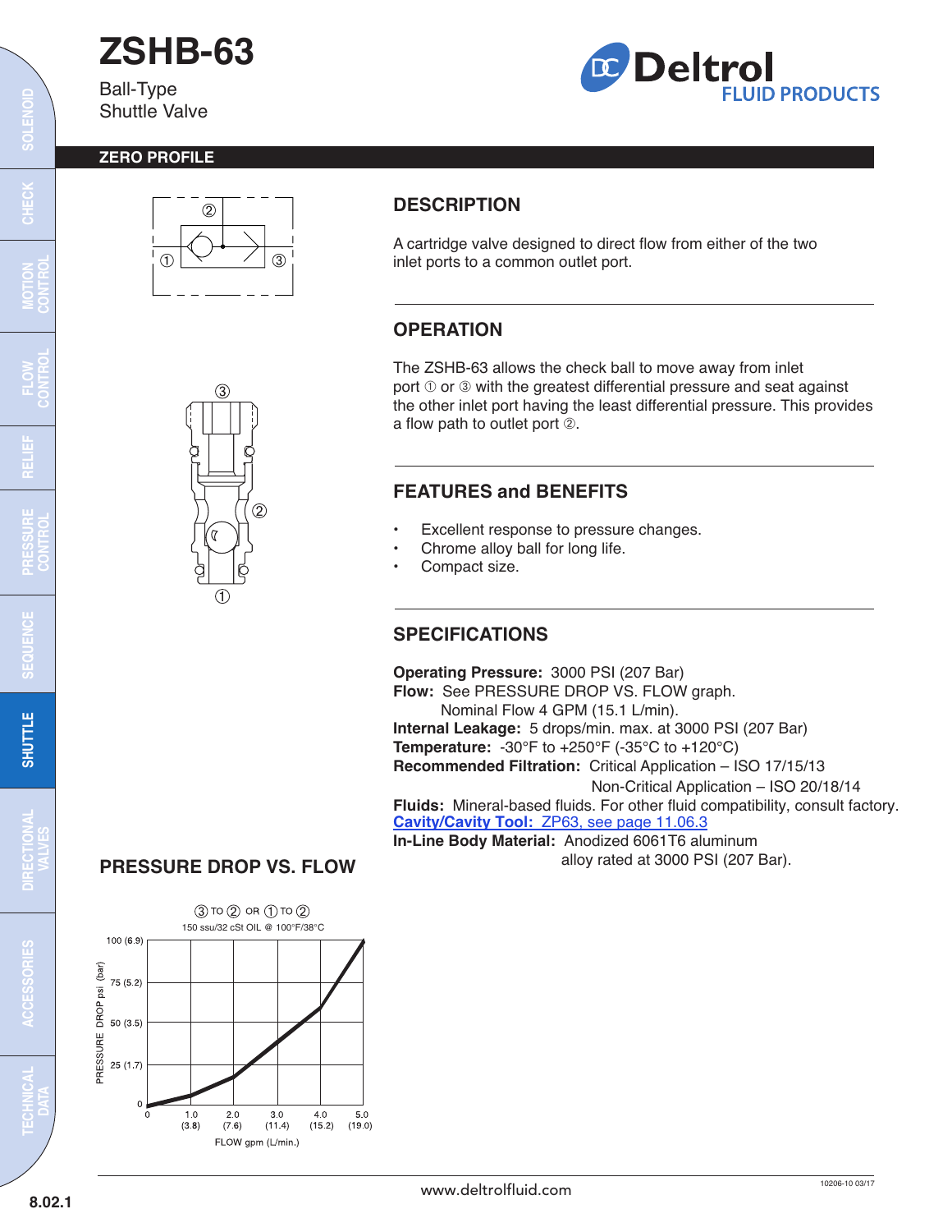# ZSHB-63

Ball-Type
Shuttle Valve

**ZERO PROFILE**

## DESCRIPTION

A cartridge valve designed to direct flow from either of the two inlet ports to a common outlet port.

## OPERATION

The ZSHB-63 allows the check ball to move away from inlet port ① or ③ with the greatest differential pressure and seat against the other inlet port having the least differential pressure. This provides a flow path to outlet port ②.

## FEATURES and BENEFITS

- Excellent response to pressure changes.
- Chrome alloy ball for long life.
- Compact size.

## SPECIFICATIONS

**Operating Pressure:** 3000 PSI (207 Bar)
**Flow:** See PRESSURE DROP VS. FLOW graph.
Nominal Flow 4 GPM (15.1 L/min).
**Internal Leakage:** 5 drops/min. max. at 3000 PSI (207 Bar)
**Temperature:** -30°F to +250°F (-35°C to +120°C)
**Recommended Filtration:** Critical Application – ISO 17/15/13
Non-Critical Application – ISO 20/18/14
**Fluids:** Mineral-based fluids. For other fluid compatibility, consult factory.
**Cavity/Cavity Tool:** ZP63, see page 11.06.3
**In-Line Body Material:** Anodized 6061T6 aluminum alloy rated at 3000 PSI (207 Bar).

## PRESSURE DROP VS. FLOW

③ TO ② OR ① TO ②
150 ssu/32 cSt OIL @ 100°F/38°C

PRESSURE DROP psi (bar): 0, 25 (1.7), 50 (3.5), 75 (5.2), 100 (6.9)

FLOW gpm (L/min.): 0, 1.0 (3.8), 2.0 (7.6), 3.0 (11.4), 4.0 (15.2), 5.0 (19.0)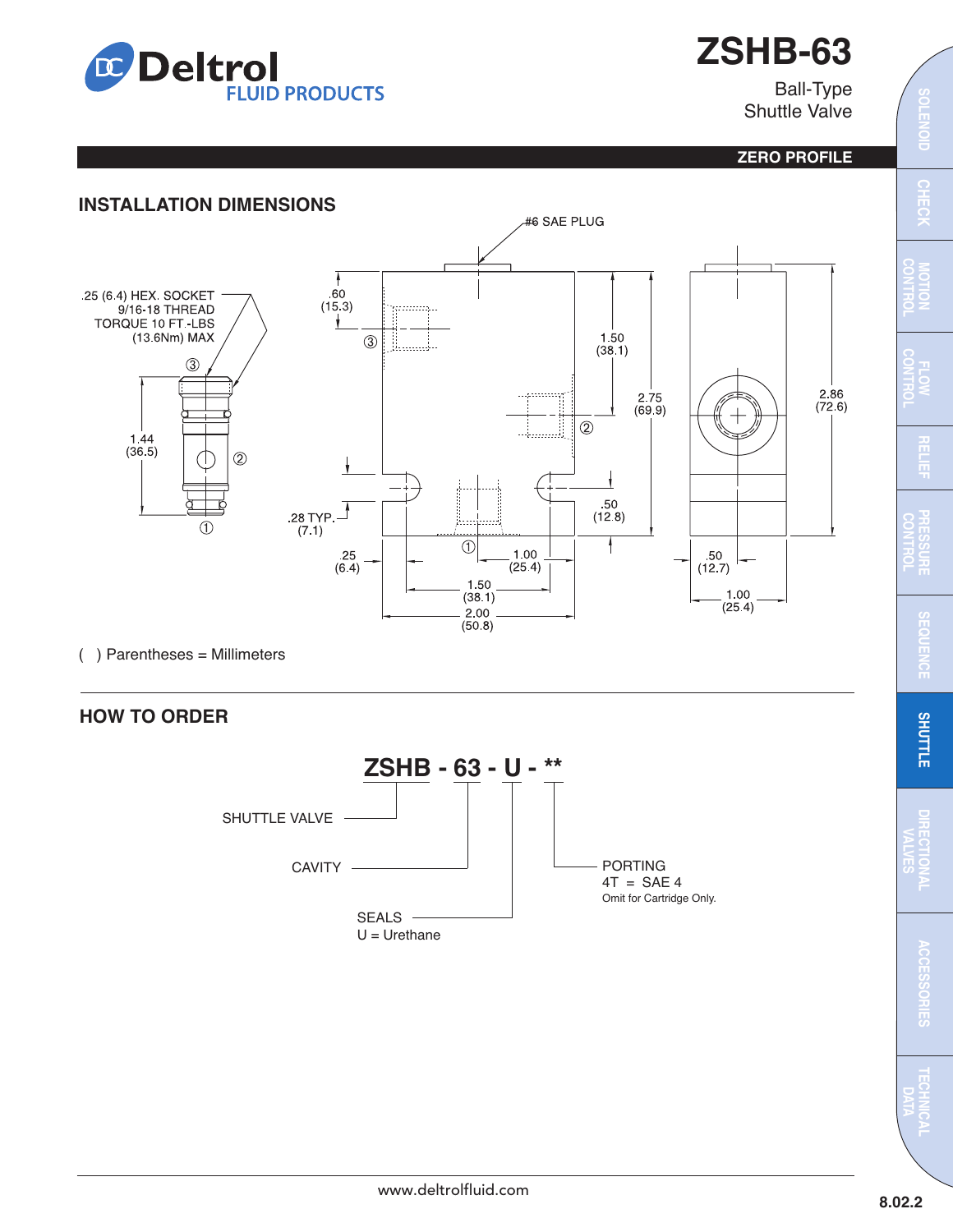# ZSHB-63

Ball-Type
Shuttle Valve

**ZERO PROFILE**

## INSTALLATION DIMENSIONS

#6 SAE PLUG

.25 (6.4) HEX. SOCKET
9/16-18 THREAD
TORQUE 10 FT.-LBS
(13.6Nm) MAX

③
②
①

1.44
(36.5)

.60
(15.3)

1.50
(38.1)

2.75
(69.9)

2.86
(72.6)

.50
(12.8)

.28 TYP.
(7.1)

.25
(6.4)

1.00
(25.4)

1.50
(38.1)

2.00
(50.8)

.50
(12.7)

1.00
(25.4)

( ) Parentheses = Millimeters

## HOW TO ORDER

**ZSHB - 63 - U - ****

SHUTTLE VALVE

CAVITY

SEALS
U = Urethane

PORTING
4T = SAE 4
Omit for Cartridge Only.

www.deltrolfluid.com